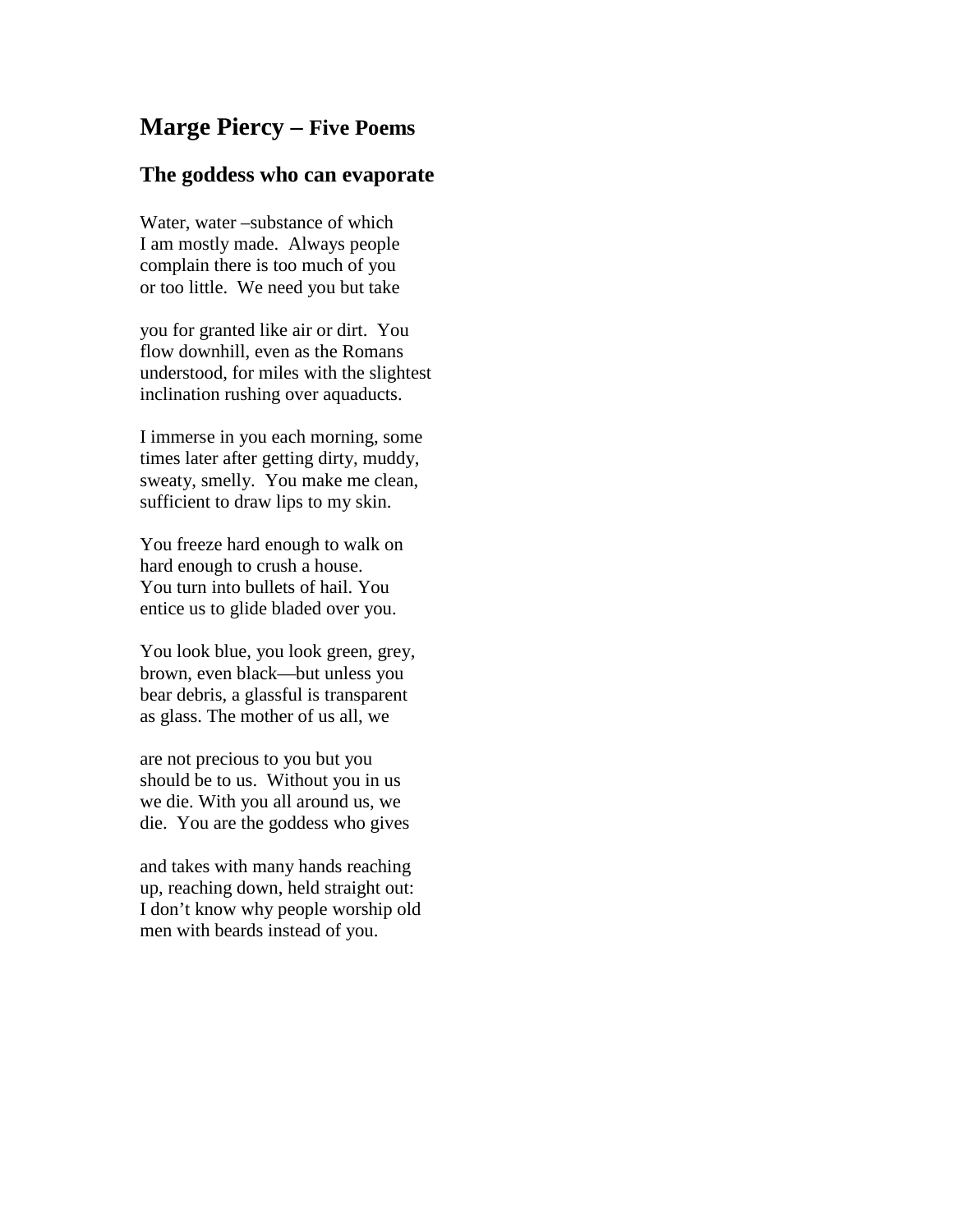# Marge Piercy – Five Poems

## The goddess who can evaporate

Water, water –substance of which
I am mostly made.  Always people
complain there is too much of you
or too little.  We need you but take

you for granted like air or dirt.  You
flow downhill, even as the Romans
understood, for miles with the slightest
inclination rushing over aquaducts.

I immerse in you each morning, some
times later after getting dirty, muddy,
sweaty, smelly.  You make me clean,
sufficient to draw lips to my skin.

You freeze hard enough to walk on
hard enough to crush a house.
You turn into bullets of hail. You
entice us to glide bladed over you.

You look blue, you look green, grey,
brown, even black—but unless you
bear debris, a glassful is transparent
as glass. The mother of us all, we

are not precious to you but you
should be to us.  Without you in us
we die. With you all around us, we
die.  You are the goddess who gives

and takes with many hands reaching
up, reaching down, held straight out:
I don't know why people worship old
men with beards instead of you.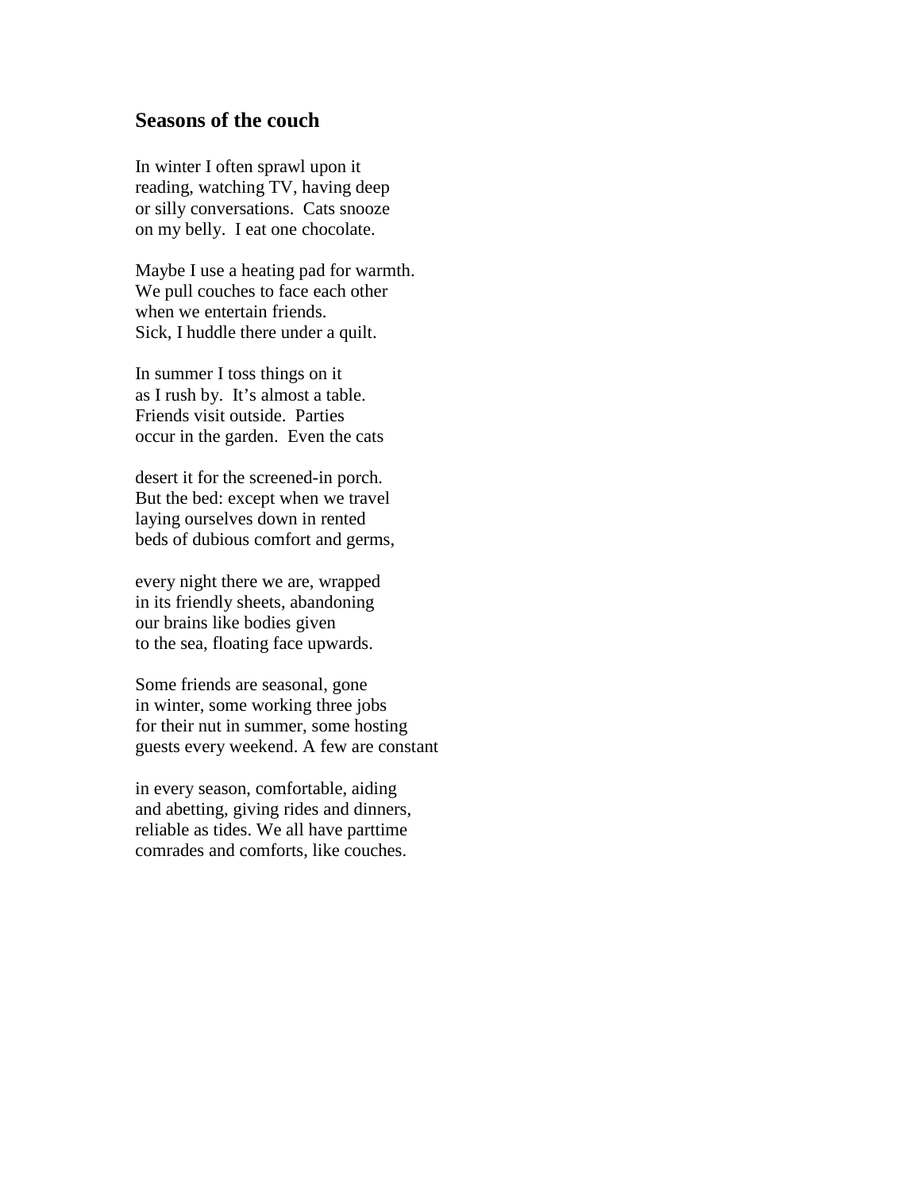## Seasons of the couch

In winter I often sprawl upon it  
reading, watching TV, having deep  
or silly conversations.  Cats snooze  
on my belly.  I eat one chocolate.

Maybe I use a heating pad for warmth.  
We pull couches to face each other  
when we entertain friends.  
Sick, I huddle there under a quilt.

In summer I toss things on it  
as I rush by.  It's almost a table.  
Friends visit outside.  Parties  
occur in the garden.  Even the cats

desert it for the screened-in porch.  
But the bed: except when we travel  
laying ourselves down in rented  
beds of dubious comfort and germs,

every night there we are, wrapped  
in its friendly sheets, abandoning  
our brains like bodies given  
to the sea, floating face upwards.

Some friends are seasonal, gone  
in winter, some working three jobs  
for their nut in summer, some hosting  
guests every weekend. A few are constant

in every season, comfortable, aiding  
and abetting, giving rides and dinners,  
reliable as tides. We all have parttime  
comrades and comforts, like couches.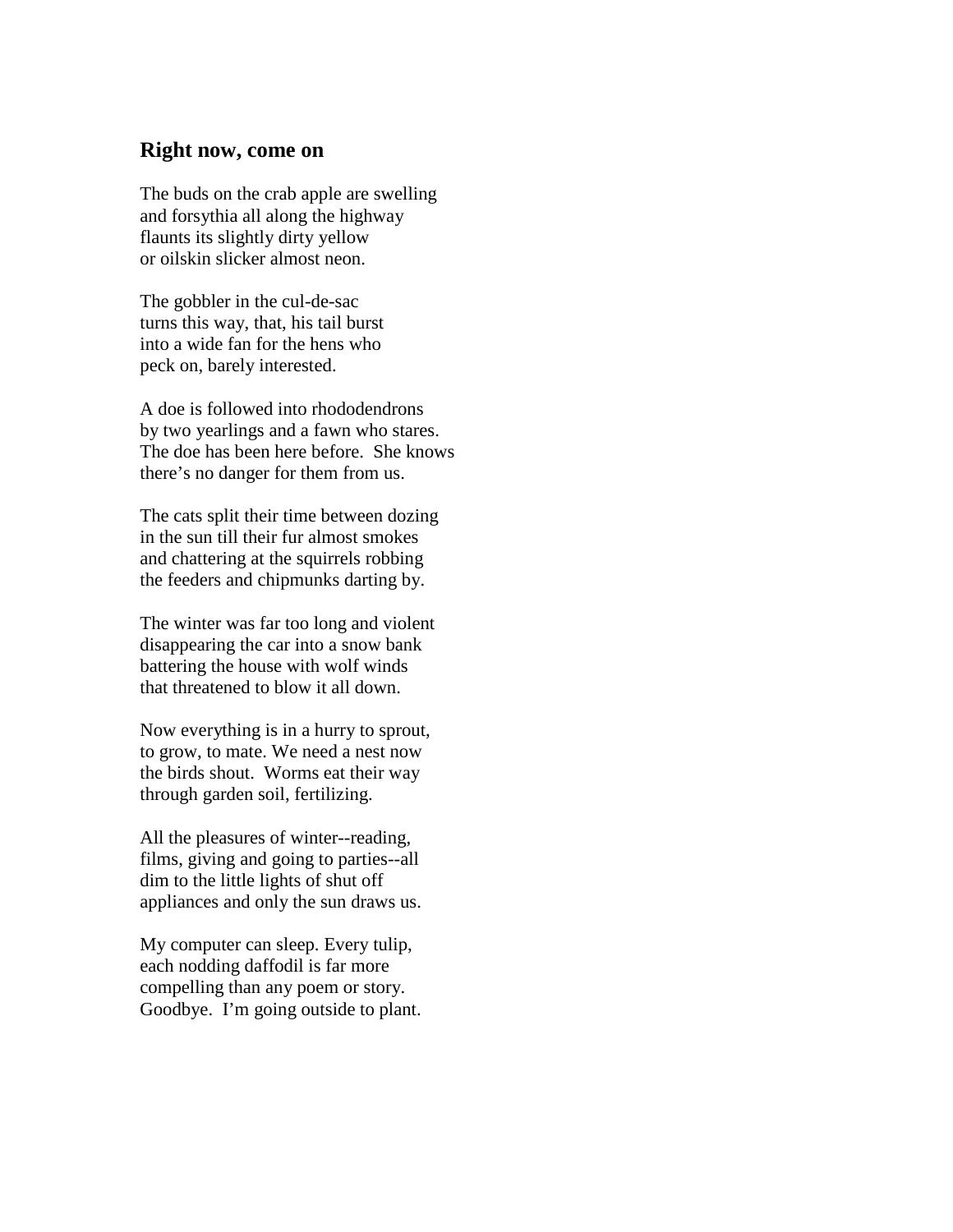## Right now, come on

The buds on the crab apple are swelling  
and forsythia all along the highway  
flaunts its slightly dirty yellow  
or oilskin slicker almost neon.

The gobbler in the cul-de-sac  
turns this way, that, his tail burst  
into a wide fan for the hens who  
peck on, barely interested.

A doe is followed into rhododendrons  
by two yearlings and a fawn who stares.  
The doe has been here before.  She knows  
there's no danger for them from us.

The cats split their time between dozing  
in the sun till their fur almost smokes  
and chattering at the squirrels robbing  
the feeders and chipmunks darting by.

The winter was far too long and violent  
disappearing the car into a snow bank  
battering the house with wolf winds  
that threatened to blow it all down.

Now everything is in a hurry to sprout,  
to grow, to mate. We need a nest now  
the birds shout.  Worms eat their way  
through garden soil, fertilizing.

All the pleasures of winter--reading,  
films, giving and going to parties--all  
dim to the little lights of shut off  
appliances and only the sun draws us.

My computer can sleep. Every tulip,  
each nodding daffodil is far more  
compelling than any poem or story.  
Goodbye.  I'm going outside to plant.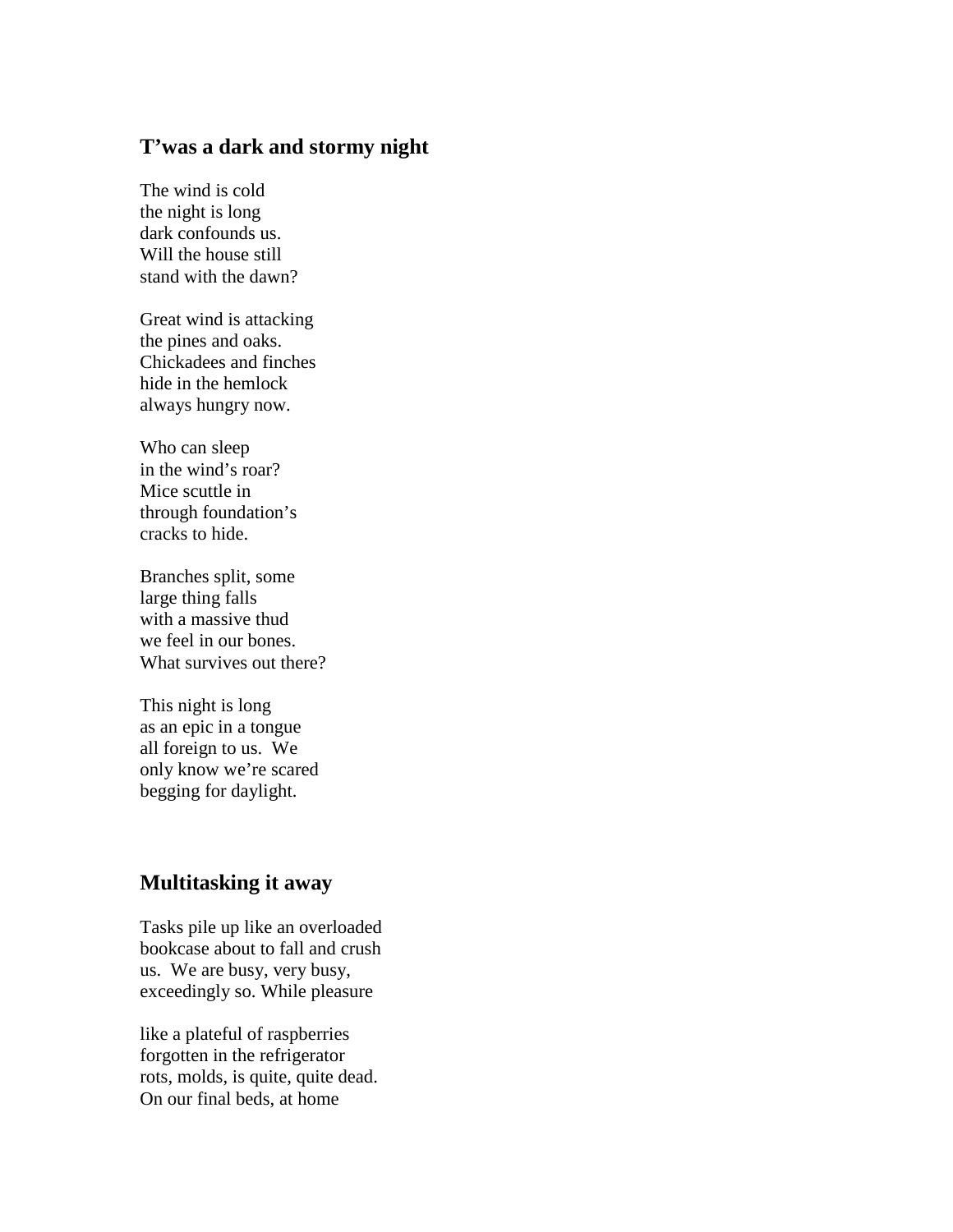## T'was a dark and stormy night

The wind is cold  
the night is long  
dark confounds us.  
Will the house still  
stand with the dawn?

Great wind is attacking  
the pines and oaks.  
Chickadees and finches  
hide in the hemlock  
always hungry now.

Who can sleep  
in the wind's roar?  
Mice scuttle in  
through foundation's  
cracks to hide.

Branches split, some  
large thing falls  
with a massive thud  
we feel in our bones.  
What survives out there?

This night is long  
as an epic in a tongue  
all foreign to us.  We  
only know we're scared  
begging for daylight.

## Multitasking it away

Tasks pile up like an overloaded  
bookcase about to fall and crush  
us.  We are busy, very busy,  
exceedingly so. While pleasure

like a plateful of raspberries  
forgotten in the refrigerator  
rots, molds, is quite, quite dead.  
On our final beds, at home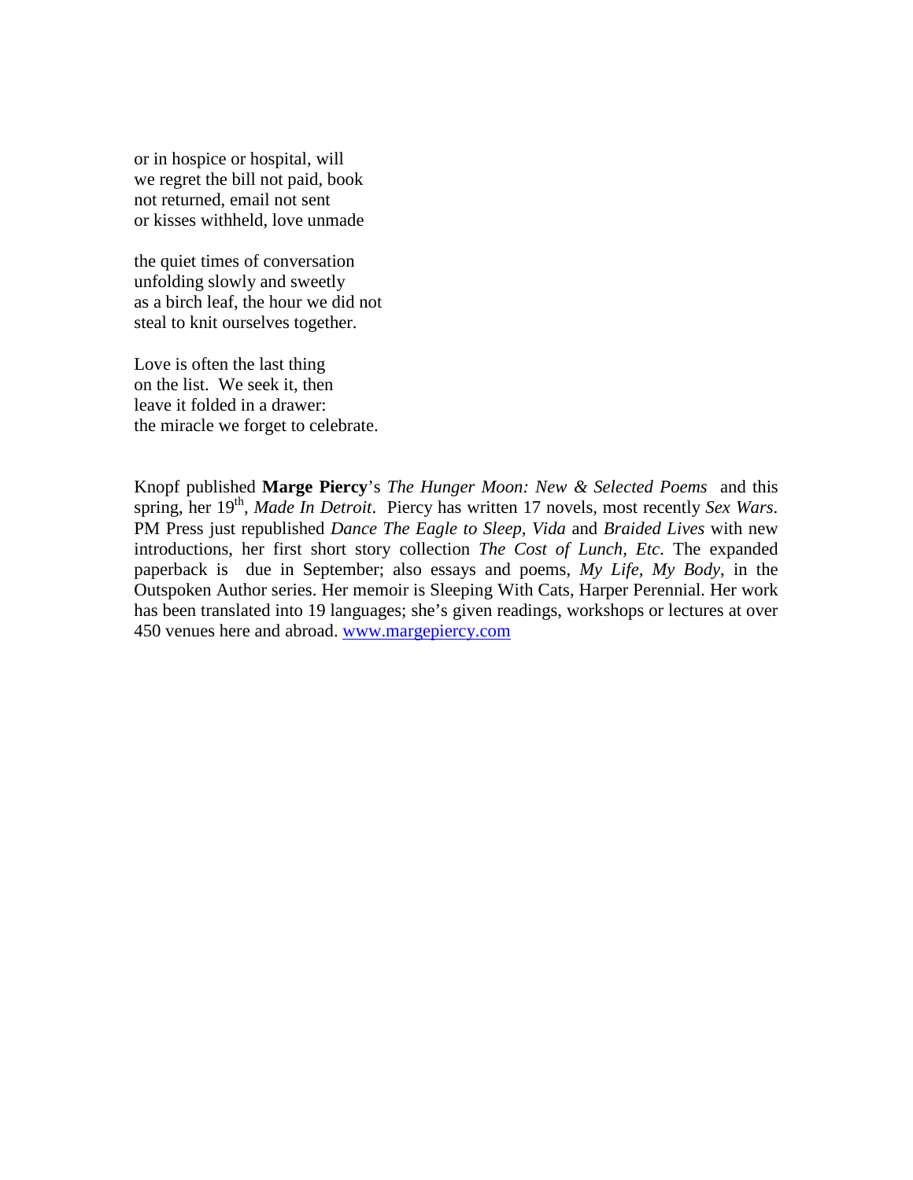or in hospice or hospital, will
we regret the bill not paid, book
not returned, email not sent
or kisses withheld, love unmade

the quiet times of conversation
unfolding slowly and sweetly
as a birch leaf, the hour we did not
steal to knit ourselves together.

Love is often the last thing
on the list. We seek it, then
leave it folded in a drawer:
the miracle we forget to celebrate.

Knopf published **Marge Piercy**'s *The Hunger Moon: New & Selected Poems* and this spring, her 19th, *Made In Detroit*. Piercy has written 17 novels, most recently *Sex Wars*. PM Press just republished *Dance The Eagle to Sleep*, *Vida* and *Braided Lives* with new introductions, her first short story collection *The Cost of Lunch, Etc*. The expanded paperback is due in September; also essays and poems, *My Life, My Body*, in the Outspoken Author series. Her memoir is Sleeping With Cats, Harper Perennial. Her work has been translated into 19 languages; she's given readings, workshops or lectures at over 450 venues here and abroad. www.margepiercy.com